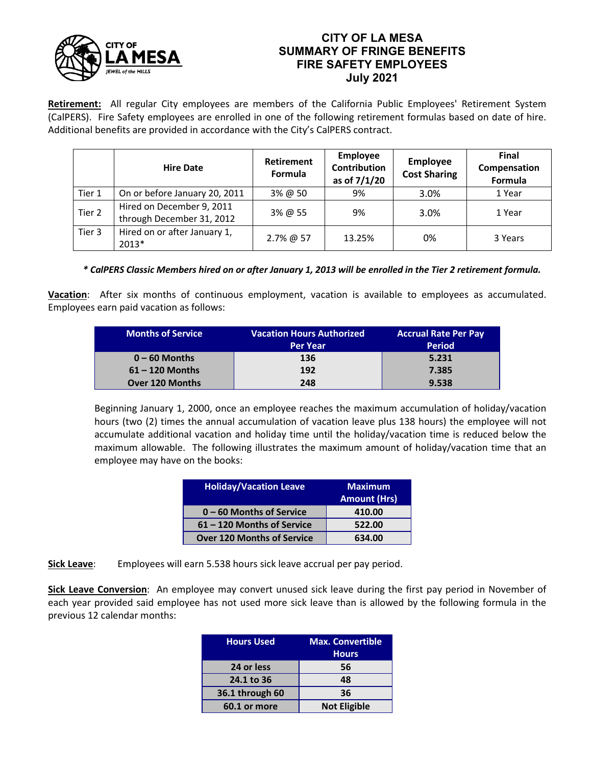# CITY OF LA MESA
## SUMMARY OF FRINGE BENEFITS
## FIRE SAFETY EMPLOYEES
## July 2021

**Retirement:** All regular City employees are members of the California Public Employees' Retirement System (CalPERS). Fire Safety employees are enrolled in one of the following retirement formulas based on date of hire. Additional benefits are provided in accordance with the City's CalPERS contract.

| | Hire Date | Retirement Formula | Employee Contribution as of 7/1/20 | Employee Cost Sharing | Final Compensation Formula |
|---|---|---|---|---|---|
| Tier 1 | On or before January 20, 2011 | 3% @ 50 | 9% | 3.0% | 1 Year |
| Tier 2 | Hired on December 9, 2011 through December 31, 2012 | 3% @ 55 | 9% | 3.0% | 1 Year |
| Tier 3 | Hired on or after January 1, 2013* | 2.7% @ 57 | 13.25% | 0% | 3 Years |

***\* CalPERS Classic Members hired on or after January 1, 2013 will be enrolled in the Tier 2 retirement formula.***

**Vacation**: After six months of continuous employment, vacation is available to employees as accumulated. Employees earn paid vacation as follows:

| Months of Service | Vacation Hours Authorized Per Year | Accrual Rate Per Pay Period |
|---|---|---|
| 0 – 60 Months | 136 | 5.231 |
| 61 – 120 Months | 192 | 7.385 |
| Over 120 Months | 248 | 9.538 |

Beginning January 1, 2000, once an employee reaches the maximum accumulation of holiday/vacation hours (two (2) times the annual accumulation of vacation leave plus 138 hours) the employee will not accumulate additional vacation and holiday time until the holiday/vacation time is reduced below the maximum allowable. The following illustrates the maximum amount of holiday/vacation time that an employee may have on the books:

| Holiday/Vacation Leave | Maximum Amount (Hrs) |
|---|---|
| 0 – 60 Months of Service | 410.00 |
| 61 – 120 Months of Service | 522.00 |
| Over 120 Months of Service | 634.00 |

**Sick Leave**: Employees will earn 5.538 hours sick leave accrual per pay period.

**Sick Leave Conversion**: An employee may convert unused sick leave during the first pay period in November of each year provided said employee has not used more sick leave than is allowed by the following formula in the previous 12 calendar months:

| Hours Used | Max. Convertible Hours |
|---|---|
| 24 or less | 56 |
| 24.1 to 36 | 48 |
| 36.1 through 60 | 36 |
| 60.1 or more | Not Eligible |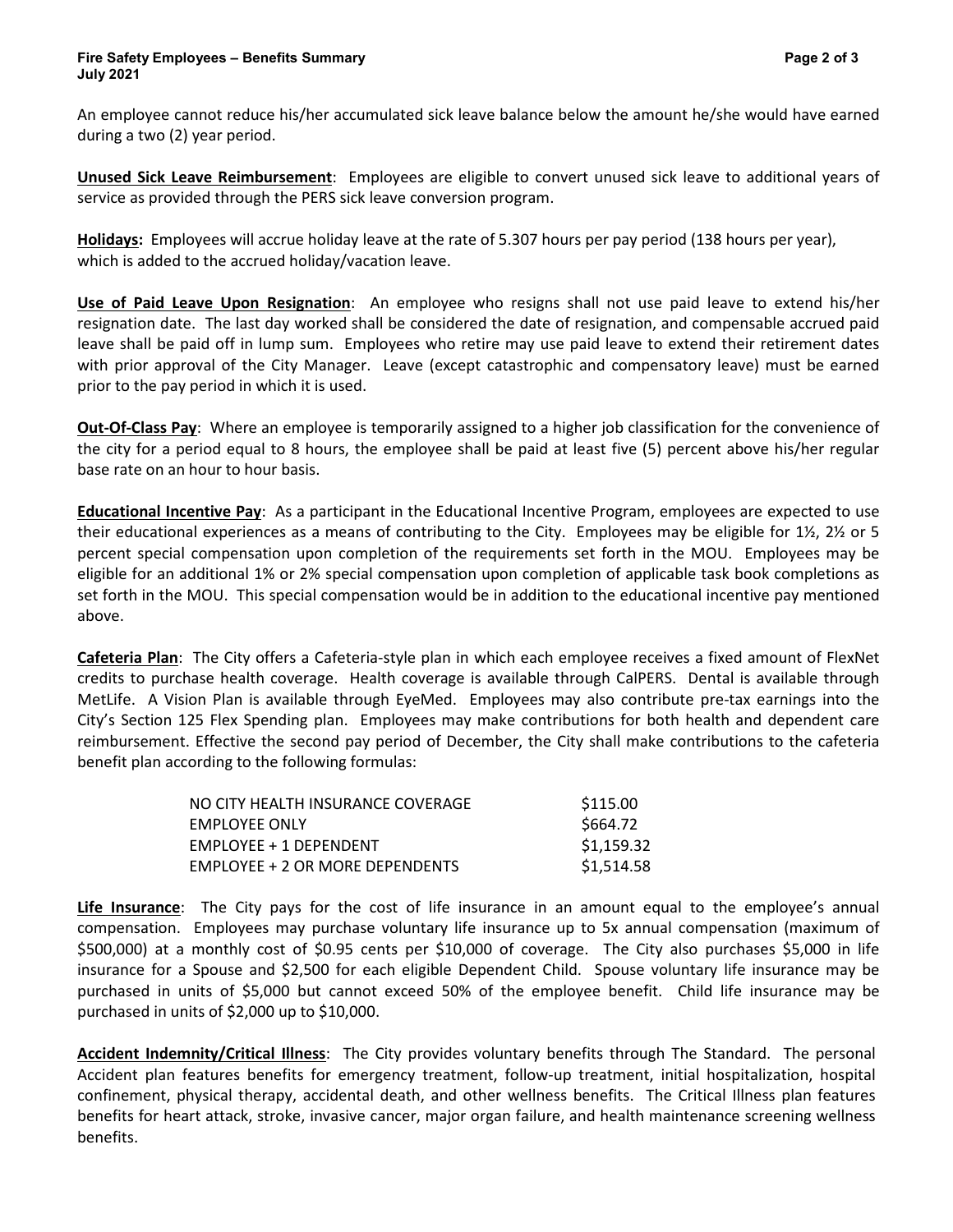An employee cannot reduce his/her accumulated sick leave balance below the amount he/she would have earned during a two (2) year period.

**Unused Sick Leave Reimbursement**: Employees are eligible to convert unused sick leave to additional years of service as provided through the PERS sick leave conversion program.

**Holidays:** Employees will accrue holiday leave at the rate of 5.307 hours per pay period (138 hours per year), which is added to the accrued holiday/vacation leave.

**Use of Paid Leave Upon Resignation**: An employee who resigns shall not use paid leave to extend his/her resignation date. The last day worked shall be considered the date of resignation, and compensable accrued paid leave shall be paid off in lump sum. Employees who retire may use paid leave to extend their retirement dates with prior approval of the City Manager. Leave (except catastrophic and compensatory leave) must be earned prior to the pay period in which it is used.

**Out-Of-Class Pay**: Where an employee is temporarily assigned to a higher job classification for the convenience of the city for a period equal to 8 hours, the employee shall be paid at least five (5) percent above his/her regular base rate on an hour to hour basis.

**Educational Incentive Pay**: As a participant in the Educational Incentive Program, employees are expected to use their educational experiences as a means of contributing to the City. Employees may be eligible for 1½, 2½ or 5 percent special compensation upon completion of the requirements set forth in the MOU. Employees may be eligible for an additional 1% or 2% special compensation upon completion of applicable task book completions as set forth in the MOU. This special compensation would be in addition to the educational incentive pay mentioned above.

**Cafeteria Plan**: The City offers a Cafeteria-style plan in which each employee receives a fixed amount of FlexNet credits to purchase health coverage. Health coverage is available through CalPERS. Dental is available through MetLife. A Vision Plan is available through EyeMed. Employees may also contribute pre-tax earnings into the City's Section 125 Flex Spending plan. Employees may make contributions for both health and dependent care reimbursement. Effective the second pay period of December, the City shall make contributions to the cafeteria benefit plan according to the following formulas:

| | |
|---|---|
| NO CITY HEALTH INSURANCE COVERAGE | $115.00 |
| EMPLOYEE ONLY | $664.72 |
| EMPLOYEE + 1 DEPENDENT | $1,159.32 |
| EMPLOYEE + 2 OR MORE DEPENDENTS | $1,514.58 |

**Life Insurance**: The City pays for the cost of life insurance in an amount equal to the employee's annual compensation. Employees may purchase voluntary life insurance up to 5x annual compensation (maximum of $500,000) at a monthly cost of $0.95 cents per $10,000 of coverage. The City also purchases $5,000 in life insurance for a Spouse and $2,500 for each eligible Dependent Child. Spouse voluntary life insurance may be purchased in units of $5,000 but cannot exceed 50% of the employee benefit. Child life insurance may be purchased in units of $2,000 up to $10,000.

**Accident Indemnity/Critical Illness**: The City provides voluntary benefits through The Standard. The personal Accident plan features benefits for emergency treatment, follow-up treatment, initial hospitalization, hospital confinement, physical therapy, accidental death, and other wellness benefits. The Critical Illness plan features benefits for heart attack, stroke, invasive cancer, major organ failure, and health maintenance screening wellness benefits.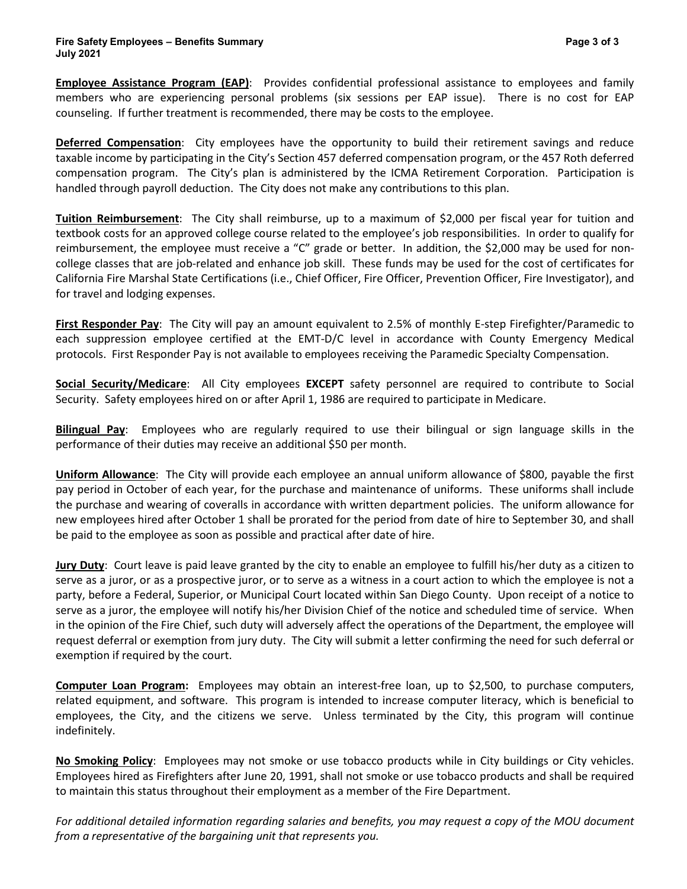**Employee Assistance Program (EAP)**: Provides confidential professional assistance to employees and family members who are experiencing personal problems (six sessions per EAP issue). There is no cost for EAP counseling. If further treatment is recommended, there may be costs to the employee.

**Deferred Compensation**: City employees have the opportunity to build their retirement savings and reduce taxable income by participating in the City's Section 457 deferred compensation program, or the 457 Roth deferred compensation program. The City's plan is administered by the ICMA Retirement Corporation. Participation is handled through payroll deduction. The City does not make any contributions to this plan.

**Tuition Reimbursement**: The City shall reimburse, up to a maximum of $2,000 per fiscal year for tuition and textbook costs for an approved college course related to the employee's job responsibilities. In order to qualify for reimbursement, the employee must receive a "C" grade or better. In addition, the $2,000 may be used for non-college classes that are job-related and enhance job skill. These funds may be used for the cost of certificates for California Fire Marshal State Certifications (i.e., Chief Officer, Fire Officer, Prevention Officer, Fire Investigator), and for travel and lodging expenses.

**First Responder Pay**: The City will pay an amount equivalent to 2.5% of monthly E-step Firefighter/Paramedic to each suppression employee certified at the EMT-D/C level in accordance with County Emergency Medical protocols. First Responder Pay is not available to employees receiving the Paramedic Specialty Compensation.

**Social Security/Medicare**: All City employees **EXCEPT** safety personnel are required to contribute to Social Security. Safety employees hired on or after April 1, 1986 are required to participate in Medicare.

**Bilingual Pay**: Employees who are regularly required to use their bilingual or sign language skills in the performance of their duties may receive an additional $50 per month.

**Uniform Allowance**: The City will provide each employee an annual uniform allowance of $800, payable the first pay period in October of each year, for the purchase and maintenance of uniforms. These uniforms shall include the purchase and wearing of coveralls in accordance with written department policies. The uniform allowance for new employees hired after October 1 shall be prorated for the period from date of hire to September 30, and shall be paid to the employee as soon as possible and practical after date of hire.

**Jury Duty**: Court leave is paid leave granted by the city to enable an employee to fulfill his/her duty as a citizen to serve as a juror, or as a prospective juror, or to serve as a witness in a court action to which the employee is not a party, before a Federal, Superior, or Municipal Court located within San Diego County. Upon receipt of a notice to serve as a juror, the employee will notify his/her Division Chief of the notice and scheduled time of service. When in the opinion of the Fire Chief, such duty will adversely affect the operations of the Department, the employee will request deferral or exemption from jury duty. The City will submit a letter confirming the need for such deferral or exemption if required by the court.

**Computer Loan Program:** Employees may obtain an interest-free loan, up to $2,500, to purchase computers, related equipment, and software. This program is intended to increase computer literacy, which is beneficial to employees, the City, and the citizens we serve. Unless terminated by the City, this program will continue indefinitely.

**No Smoking Policy**: Employees may not smoke or use tobacco products while in City buildings or City vehicles. Employees hired as Firefighters after June 20, 1991, shall not smoke or use tobacco products and shall be required to maintain this status throughout their employment as a member of the Fire Department.

*For additional detailed information regarding salaries and benefits, you may request a copy of the MOU document from a representative of the bargaining unit that represents you.*